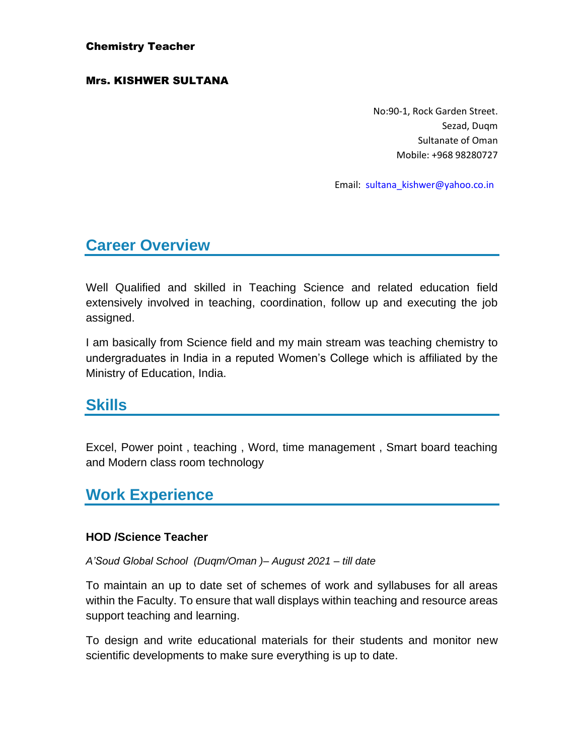**Chemistry Teacher**

**Mrs. KISHWER SULTANA**

No:90-1, Rock Garden Street.
Sezad, Duqm
Sultanate of Oman
Mobile: +968 98280727

Email: sultana_kishwer@yahoo.co.in

## Career Overview

Well Qualified and skilled in Teaching Science and related education field extensively involved in teaching, coordination, follow up and executing the job assigned.

I am basically from Science field and my main stream was teaching chemistry to undergraduates in India in a reputed Women's College which is affiliated by the Ministry of Education, India.

## Skills

Excel, Power point , teaching , Word, time management , Smart board teaching and Modern class room technology

## Work Experience

### HOD /Science Teacher

*A'Soud Global School (Duqm/Oman )– August 2021 – till date*

To maintain an up to date set of schemes of work and syllabuses for all areas within the Faculty. To ensure that wall displays within teaching and resource areas support teaching and learning.

To design and write educational materials for their students and monitor new scientific developments to make sure everything is up to date.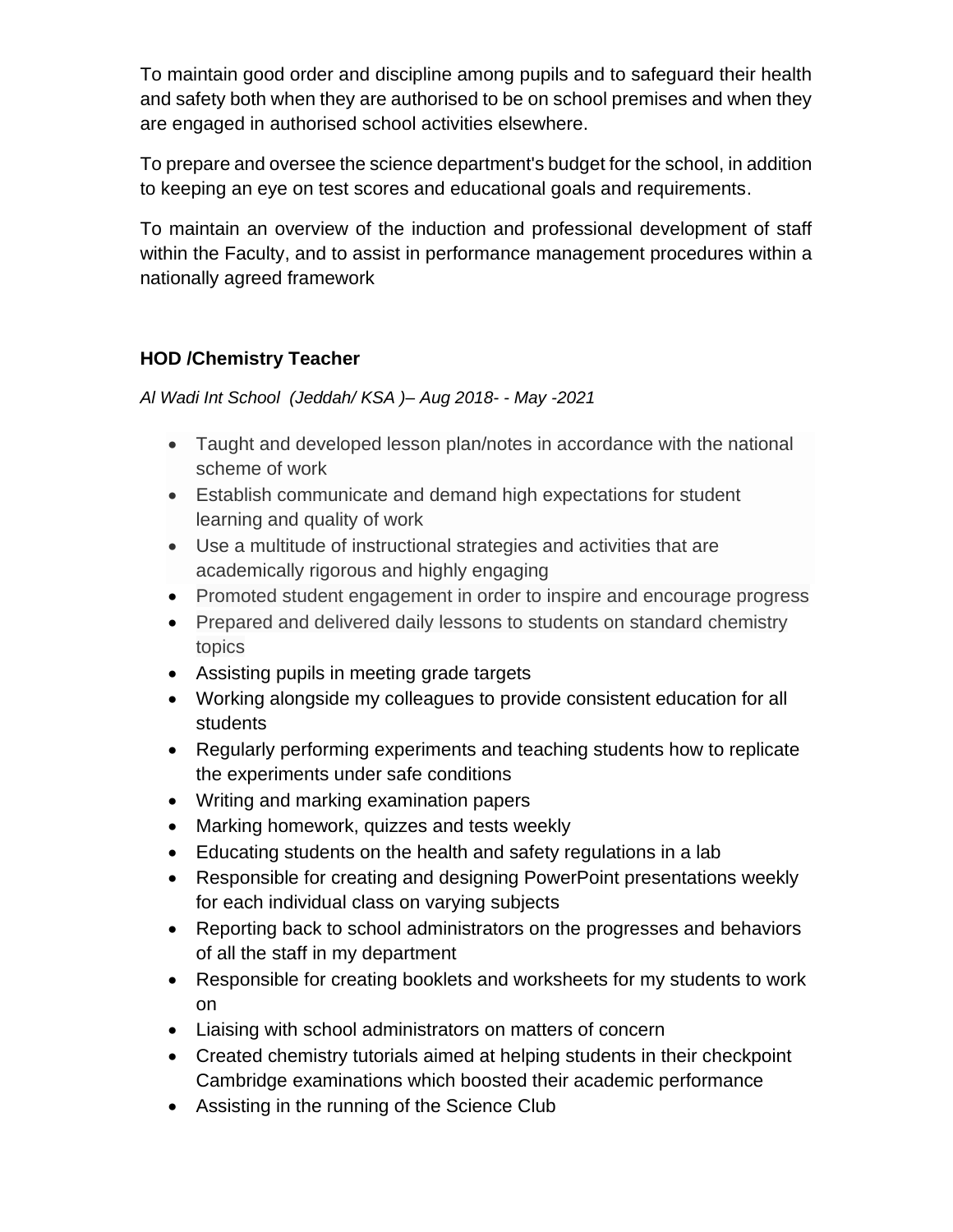To maintain good order and discipline among pupils and to safeguard their health and safety both when they are authorised to be on school premises and when they are engaged in authorised school activities elsewhere.

To prepare and oversee the science department's budget for the school, in addition to keeping an eye on test scores and educational goals and requirements.

To maintain an overview of the induction and professional development of staff within the Faculty, and to assist in performance management procedures within a nationally agreed framework

**HOD /Chemistry Teacher**

*Al Wadi Int School (Jeddah/ KSA )– Aug 2018- - May -2021*

- Taught and developed lesson plan/notes in accordance with the national scheme of work
- Establish communicate and demand high expectations for student learning and quality of work
- Use a multitude of instructional strategies and activities that are academically rigorous and highly engaging
- Promoted student engagement in order to inspire and encourage progress
- Prepared and delivered daily lessons to students on standard chemistry topics
- Assisting pupils in meeting grade targets
- Working alongside my colleagues to provide consistent education for all students
- Regularly performing experiments and teaching students how to replicate the experiments under safe conditions
- Writing and marking examination papers
- Marking homework, quizzes and tests weekly
- Educating students on the health and safety regulations in a lab
- Responsible for creating and designing PowerPoint presentations weekly for each individual class on varying subjects
- Reporting back to school administrators on the progresses and behaviors of all the staff in my department
- Responsible for creating booklets and worksheets for my students to work on
- Liaising with school administrators on matters of concern
- Created chemistry tutorials aimed at helping students in their checkpoint Cambridge examinations which boosted their academic performance
- Assisting in the running of the Science Club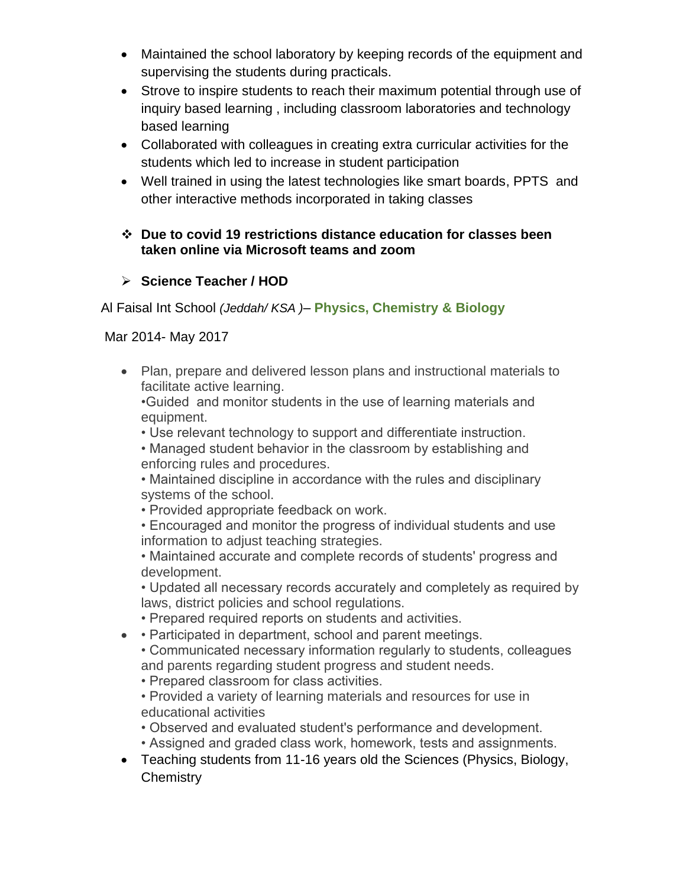- Maintained the school laboratory by keeping records of the equipment and supervising the students during practicals.
- Strove to inspire students to reach their maximum potential through use of inquiry based learning , including classroom laboratories and technology based learning
- Collaborated with colleagues in creating extra curricular activities for the students which led to increase in student participation
- Well trained in using the latest technologies like smart boards, PPTS and other interactive methods incorporated in taking classes

❖ **Due to covid 19 restrictions distance education for classes been taken online via Microsoft teams and zoom**

➢ **Science Teacher / HOD**

Al Faisal Int School *(Jeddah/ KSA )*– **Physics, Chemistry & Biology**

Mar 2014- May 2017

- Plan, prepare and delivered lesson plans and instructional materials to facilitate active learning.
  •Guided and monitor students in the use of learning materials and equipment.
  • Use relevant technology to support and differentiate instruction.
  • Managed student behavior in the classroom by establishing and enforcing rules and procedures.
  • Maintained discipline in accordance with the rules and disciplinary systems of the school.
  • Provided appropriate feedback on work.
  • Encouraged and monitor the progress of individual students and use information to adjust teaching strategies.
  • Maintained accurate and complete records of students' progress and development.
  • Updated all necessary records accurately and completely as required by laws, district policies and school regulations.
  • Prepared required reports on students and activities.
- • Participated in department, school and parent meetings.
  • Communicated necessary information regularly to students, colleagues and parents regarding student progress and student needs.
  • Prepared classroom for class activities.
  • Provided a variety of learning materials and resources for use in educational activities
  • Observed and evaluated student's performance and development.
  • Assigned and graded class work, homework, tests and assignments.
- Teaching students from 11-16 years old the Sciences (Physics, Biology, Chemistry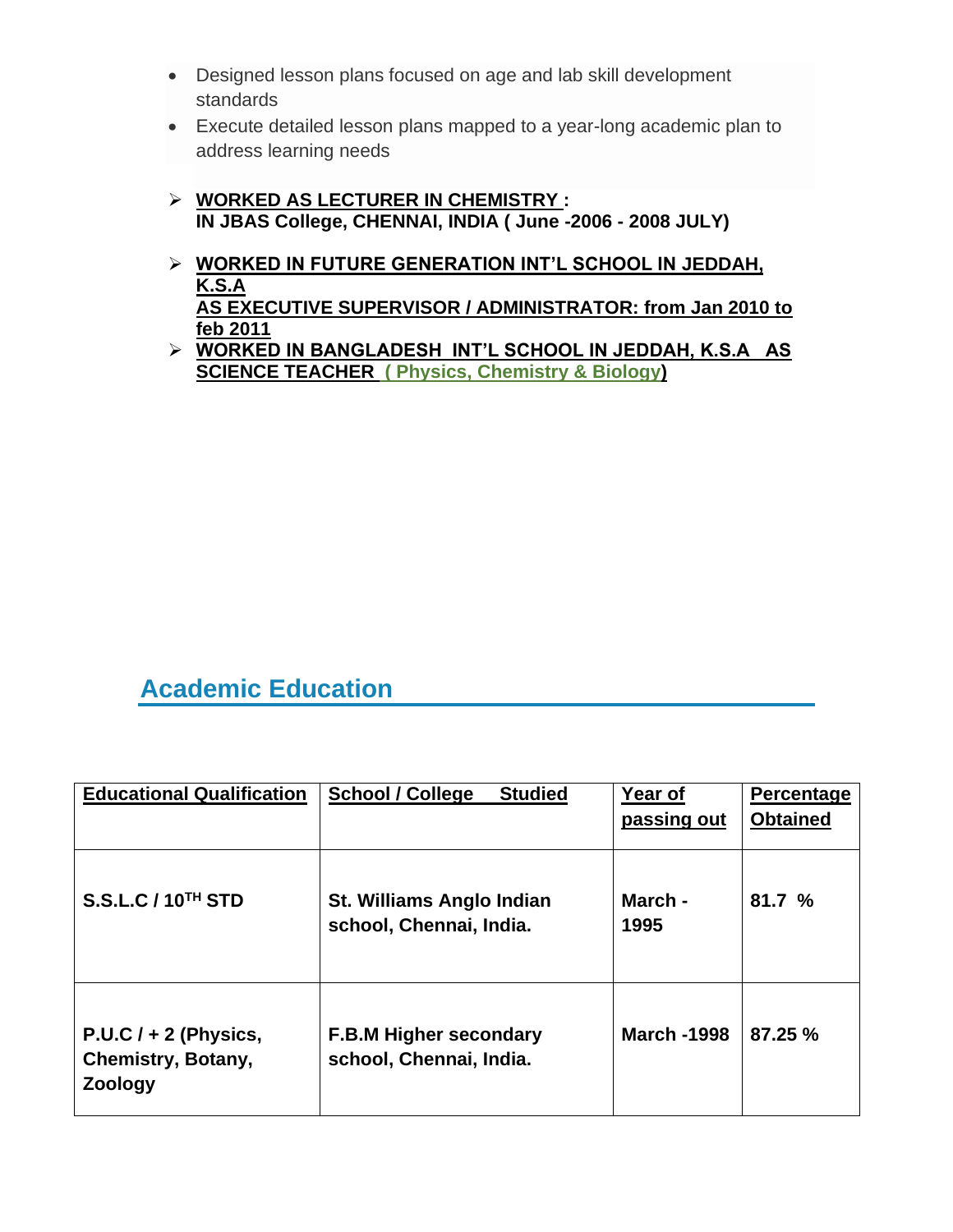- Designed lesson plans focused on age and lab skill development standards
- Execute detailed lesson plans mapped to a year-long academic plan to address learning needs

- **WORKED AS LECTURER IN CHEMISTRY :**
  **IN JBAS College, CHENNAI, INDIA ( June -2006 - 2008 JULY)**

- **WORKED IN FUTURE GENERATION INT'L SCHOOL IN JEDDAH, K.S.A**
  **AS EXECUTIVE SUPERVISOR / ADMINISTRATOR: from Jan 2010 to feb 2011**
- **WORKED IN BANGLADESH INT'L SCHOOL IN JEDDAH, K.S.A AS SCIENCE TEACHER ( Physics, Chemistry & Biology)**

## Academic Education

| **Educational Qualification** | **School / College Studied** | **Year of passing out** | **Percentage Obtained** |
|---|---|---|---|
| **S.S.L.C / 10TH STD** | **St. Williams Anglo Indian school, Chennai, India.** | **March - 1995** | **81.7 %** |
| **P.U.C / + 2 (Physics, Chemistry, Botany, Zoology** | **F.B.M Higher secondary school, Chennai, India.** | **March -1998** | **87.25 %** |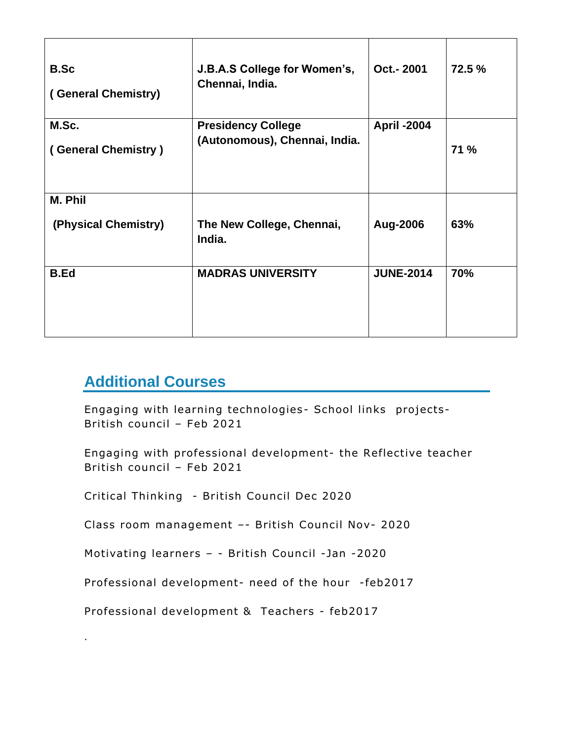| **B.Sc ( General Chemistry)** | **J.B.A.S College for Women's, Chennai, India.** | **Oct.- 2001** | **72.5 %** |
|---|---|---|---|
| **M.Sc. ( General Chemistry )** | **Presidency College (Autonomous), Chennai, India.** | **April -2004** | **71 %** |
| **M. Phil (Physical Chemistry)** | **The New College, Chennai, India.** | **Aug-2006** | **63%** |
| **B.Ed** | **MADRAS UNIVERSITY** | **JUNE-2014** | **70%** |

## Additional Courses

Engaging with learning technologies- School links projects- British council – Feb 2021

Engaging with professional development- the Reflective teacher British council – Feb 2021

Critical Thinking - British Council Dec 2020

Class room management –- British Council Nov- 2020

Motivating learners – - British Council -Jan -2020

Professional development- need of the hour -feb2017

Professional development & Teachers - feb2017

.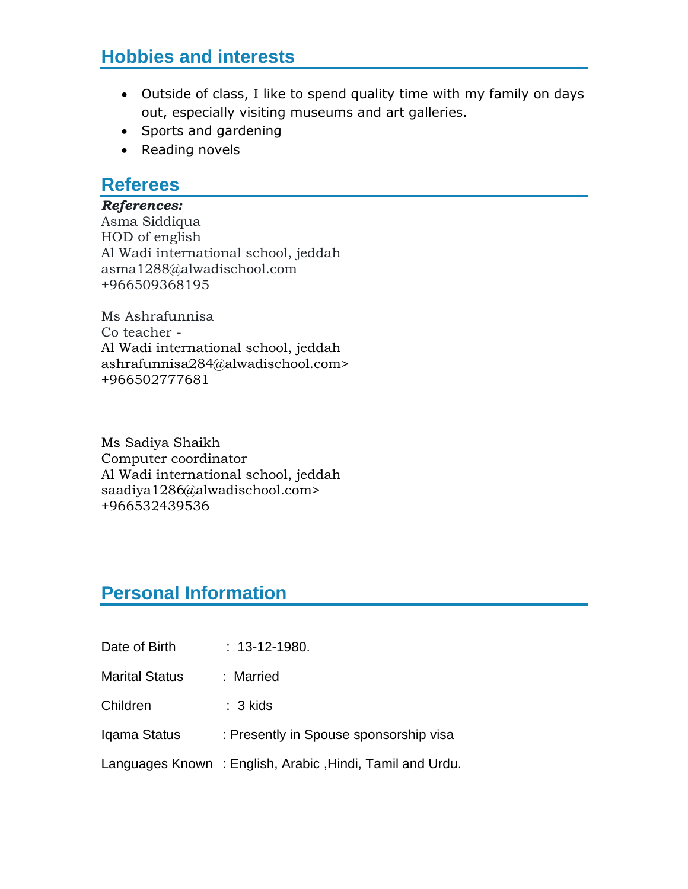## Hobbies and interests

- Outside of class, I like to spend quality time with my family on days out, especially visiting museums and art galleries.
- Sports and gardening
- Reading novels

## Referees

***References:***

Asma Siddiqua
HOD of english
Al Wadi international school, jeddah
asma1288@alwadischool.com
+966509368195

Ms Ashrafunnisa
Co teacher -
Al Wadi international school, jeddah
ashrafunnisa284@alwadischool.com>
+966502777681

Ms Sadiya Shaikh
Computer coordinator
Al Wadi international school, jeddah
saadiya1286@alwadischool.com>
+966532439536

## Personal Information

Date of Birth : 13-12-1980.

Marital Status : Married

Children : 3 kids

Iqama Status : Presently in Spouse sponsorship visa

Languages Known : English, Arabic ,Hindi, Tamil and Urdu.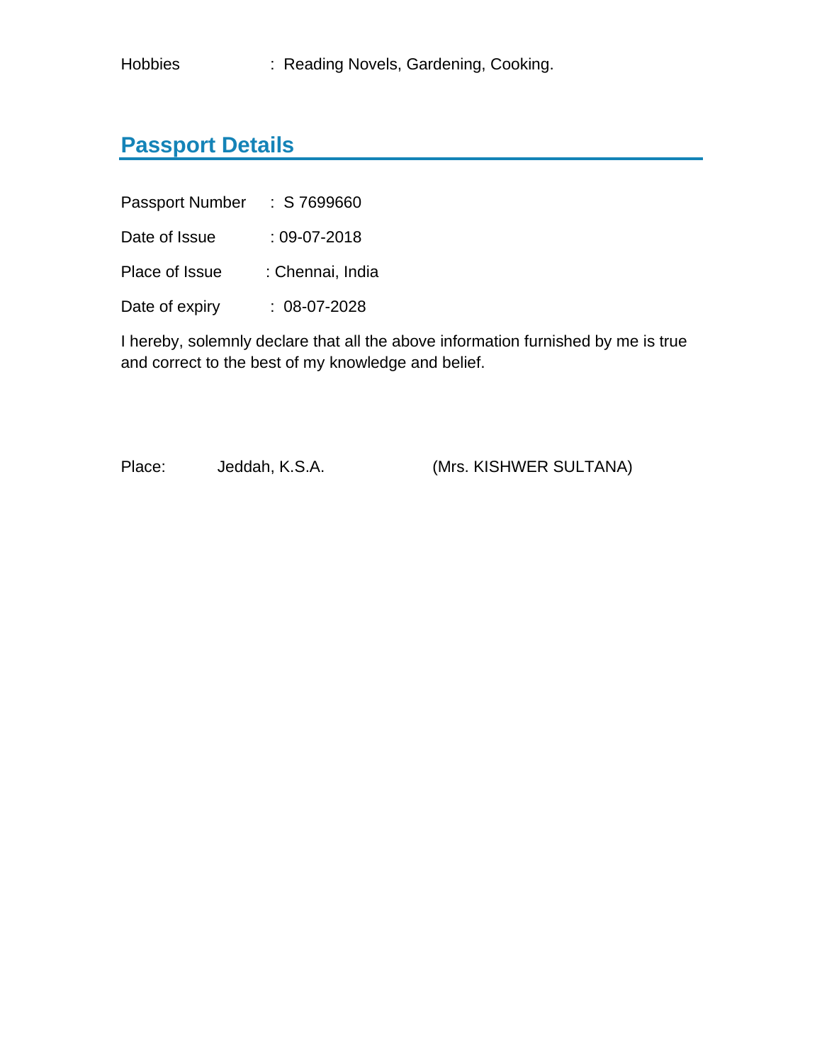Hobbies : Reading Novels, Gardening, Cooking.

## Passport Details

Passport Number : S 7699660

Date of Issue : 09-07-2018

Place of Issue : Chennai, India

Date of expiry : 08-07-2028

I hereby, solemnly declare that all the above information furnished by me is true and correct to the best of my knowledge and belief.

Place: Jeddah, K.S.A. (Mrs. KISHWER SULTANA)